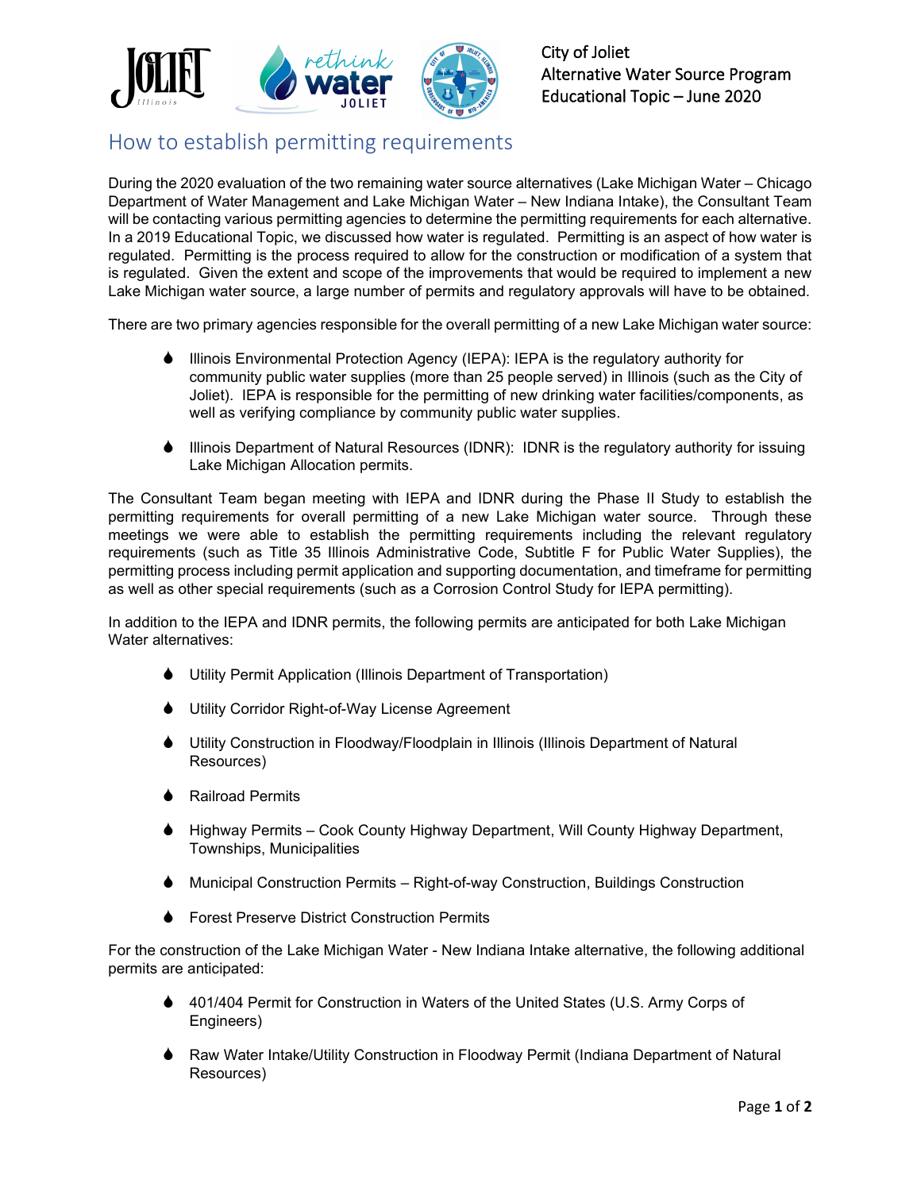City of Joliet
Alternative Water Source Program
Educational Topic – June 2020

# How to establish permitting requirements

During the 2020 evaluation of the two remaining water source alternatives (Lake Michigan Water – Chicago Department of Water Management and Lake Michigan Water – New Indiana Intake), the Consultant Team will be contacting various permitting agencies to determine the permitting requirements for each alternative. In a 2019 Educational Topic, we discussed how water is regulated. Permitting is an aspect of how water is regulated. Permitting is the process required to allow for the construction or modification of a system that is regulated. Given the extent and scope of the improvements that would be required to implement a new Lake Michigan water source, a large number of permits and regulatory approvals will have to be obtained.

There are two primary agencies responsible for the overall permitting of a new Lake Michigan water source:

- Illinois Environmental Protection Agency (IEPA): IEPA is the regulatory authority for community public water supplies (more than 25 people served) in Illinois (such as the City of Joliet). IEPA is responsible for the permitting of new drinking water facilities/components, as well as verifying compliance by community public water supplies.

- Illinois Department of Natural Resources (IDNR): IDNR is the regulatory authority for issuing Lake Michigan Allocation permits.

The Consultant Team began meeting with IEPA and IDNR during the Phase II Study to establish the permitting requirements for overall permitting of a new Lake Michigan water source. Through these meetings we were able to establish the permitting requirements including the relevant regulatory requirements (such as Title 35 Illinois Administrative Code, Subtitle F for Public Water Supplies), the permitting process including permit application and supporting documentation, and timeframe for permitting as well as other special requirements (such as a Corrosion Control Study for IEPA permitting).

In addition to the IEPA and IDNR permits, the following permits are anticipated for both Lake Michigan Water alternatives:

- Utility Permit Application (Illinois Department of Transportation)
- Utility Corridor Right-of-Way License Agreement
- Utility Construction in Floodway/Floodplain in Illinois (Illinois Department of Natural Resources)
- Railroad Permits
- Highway Permits – Cook County Highway Department, Will County Highway Department, Townships, Municipalities
- Municipal Construction Permits – Right-of-way Construction, Buildings Construction
- Forest Preserve District Construction Permits

For the construction of the Lake Michigan Water - New Indiana Intake alternative, the following additional permits are anticipated:

- 401/404 Permit for Construction in Waters of the United States (U.S. Army Corps of Engineers)
- Raw Water Intake/Utility Construction in Floodway Permit (Indiana Department of Natural Resources)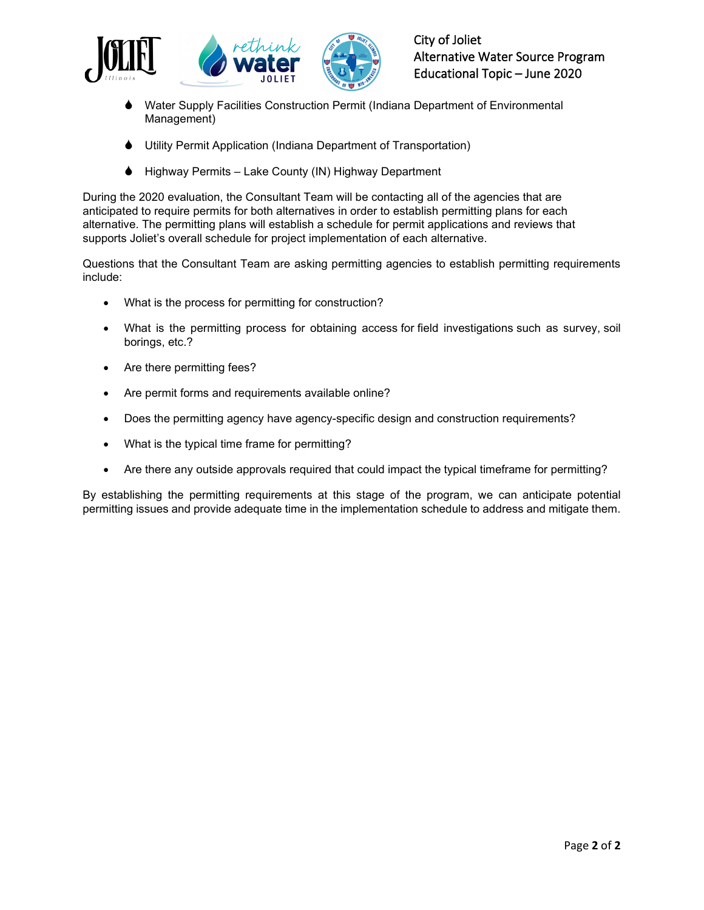- Water Supply Facilities Construction Permit (Indiana Department of Environmental Management)
- Utility Permit Application (Indiana Department of Transportation)
- Highway Permits – Lake County (IN) Highway Department

During the 2020 evaluation, the Consultant Team will be contacting all of the agencies that are anticipated to require permits for both alternatives in order to establish permitting plans for each alternative. The permitting plans will establish a schedule for permit applications and reviews that supports Joliet's overall schedule for project implementation of each alternative.

Questions that the Consultant Team are asking permitting agencies to establish permitting requirements include:

- What is the process for permitting for construction?
- What is the permitting process for obtaining access for field investigations such as survey, soil borings, etc.?
- Are there permitting fees?
- Are permit forms and requirements available online?
- Does the permitting agency have agency-specific design and construction requirements?
- What is the typical time frame for permitting?
- Are there any outside approvals required that could impact the typical timeframe for permitting?

By establishing the permitting requirements at this stage of the program, we can anticipate potential permitting issues and provide adequate time in the implementation schedule to address and mitigate them.